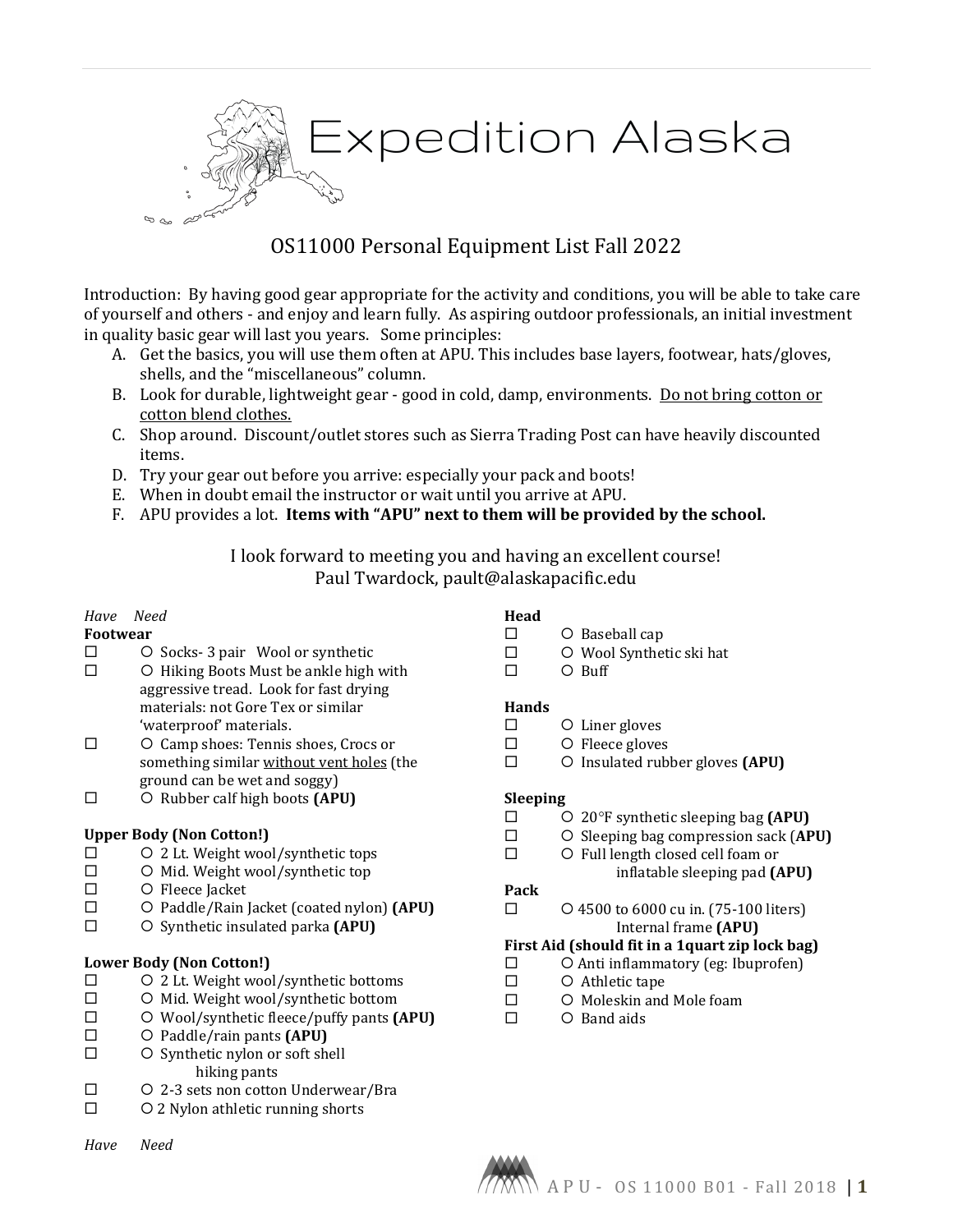# Expedition Alaska

## OS11000 Personal Equipment List Fall 2022

Introduction: By having good gear appropriate for the activity and conditions, you will be able to take care of yourself and others - and enjoy and learn fully. As aspiring outdoor professionals, an initial investment in quality basic gear will last you years. Some principles:

A. Get the basics, you will use them often at APU. This includes base layers, footwear, hats/gloves, shells, and the "miscellaneous" column.
B. Look for durable, lightweight gear - good in cold, damp, environments. <u>Do not bring cotton or cotton blend clothes.</u>
C. Shop around. Discount/outlet stores such as Sierra Trading Post can have heavily discounted items.
D. Try your gear out before you arrive: especially your pack and boots!
E. When in doubt email the instructor or wait until you arrive at APU.
F. APU provides a lot. **Items with "APU" next to them will be provided by the school.**

I look forward to meeting you and having an excellent course!
Paul Twardock, pault@alaskapacific.edu

*Have Need*

**Footwear**
- ☐ ○ Socks- 3 pair Wool or synthetic
- ☐ ○ Hiking Boots Must be ankle high with aggressive tread. Look for fast drying materials: not Gore Tex or similar 'waterproof' materials.
- ☐ ○ Camp shoes: Tennis shoes, Crocs or something similar <u>without vent holes</u> (the ground can be wet and soggy)
- ☐ ○ Rubber calf high boots **(APU)**

**Upper Body (Non Cotton!)**
- ☐ ○ 2 Lt. Weight wool/synthetic tops
- ☐ ○ Mid. Weight wool/synthetic top
- ☐ ○ Fleece Jacket
- ☐ ○ Paddle/Rain Jacket (coated nylon) **(APU)**
- ☐ ○ Synthetic insulated parka **(APU)**

**Lower Body (Non Cotton!)**
- ☐ ○ 2 Lt. Weight wool/synthetic bottoms
- ☐ ○ Mid. Weight wool/synthetic bottom
- ☐ ○ Wool/synthetic fleece/puffy pants **(APU)**
- ☐ ○ Paddle/rain pants **(APU)**
- ☐ ○ Synthetic nylon or soft shell hiking pants
- ☐ ○ 2-3 sets non cotton Underwear/Bra
- ☐ ○ 2 Nylon athletic running shorts

**Head**
- ☐ ○ Baseball cap
- ☐ ○ Wool Synthetic ski hat
- ☐ ○ Buff

**Hands**
- ☐ ○ Liner gloves
- ☐ ○ Fleece gloves
- ☐ ○ Insulated rubber gloves **(APU)**

**Sleeping**
- ☐ ○ 20°F synthetic sleeping bag **(APU)**
- ☐ ○ Sleeping bag compression sack (**APU)**
- ☐ ○ Full length closed cell foam or inflatable sleeping pad **(APU)**

**Pack**
- ☐ ○ 4500 to 6000 cu in. (75-100 liters) Internal frame **(APU)**

**First Aid (should fit in a 1quart zip lock bag)**
- ☐ ○ Anti inflammatory (eg: Ibuprofen)
- ☐ ○ Athletic tape
- ☐ ○ Moleskin and Mole foam
- ☐ ○ Band aids

*Have Need*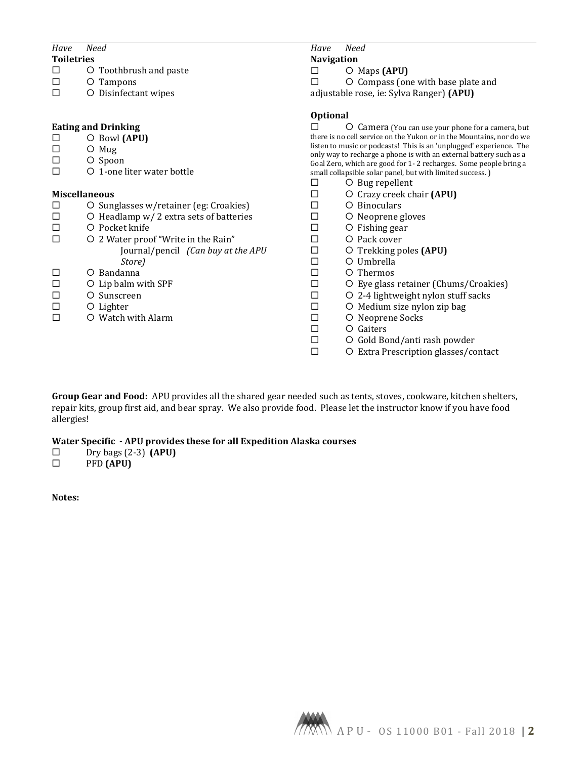*Have Need*

**Toiletries**

- ☐ ○ Toothbrush and paste
- ☐ ○ Tampons
- ☐ ○ Disinfectant wipes

**Eating and Drinking**

- ☐ ○ Bowl **(APU)**
- ☐ ○ Mug
- ☐ ○ Spoon
- ☐ ○ 1-one liter water bottle

**Miscellaneous**

- ☐ ○ Sunglasses w/retainer (eg: Croakies)
- ☐ ○ Headlamp w/ 2 extra sets of batteries
- ☐ ○ Pocket knife
- ☐ ○ 2 Water proof "Write in the Rain" Journal/pencil *(Can buy at the APU Store)*
- ☐ ○ Bandanna
- ☐ ○ Lip balm with SPF
- ☐ ○ Sunscreen
- ☐ ○ Lighter
- ☐ ○ Watch with Alarm

*Have Need*

**Navigation**

- ☐ ○ Maps **(APU)**
- ☐ ○ Compass (one with base plate and adjustable rose, ie: Sylva Ranger) **(APU)**

**Optional**

- ☐ ○ Camera (You can use your phone for a camera, but there is no cell service on the Yukon or in the Mountains, nor do we listen to music or podcasts! This is an 'unplugged' experience. The only way to recharge a phone is with an external battery such as a Goal Zero, which are good for 1- 2 recharges. Some people bring a small collapsible solar panel, but with limited success. )
- ☐ ○ Bug repellent
- ☐ ○ Crazy creek chair **(APU)**
- ☐ ○ Binoculars
- ☐ ○ Neoprene gloves
- ☐ ○ Fishing gear
- ☐ ○ Pack cover
- ☐ ○ Trekking poles **(APU)**
- ☐ ○ Umbrella
- ☐ ○ Thermos
- ☐ ○ Eye glass retainer (Chums/Croakies)
- ☐ ○ 2-4 lightweight nylon stuff sacks
- ☐ ○ Medium size nylon zip bag
- ☐ ○ Neoprene Socks
- ☐ ○ Gaiters
- ☐ ○ Gold Bond/anti rash powder
- ☐ ○ Extra Prescription glasses/contact

**Group Gear and Food:** APU provides all the shared gear needed such as tents, stoves, cookware, kitchen shelters, repair kits, group first aid, and bear spray. We also provide food. Please let the instructor know if you have food allergies!

**Water Specific - APU provides these for all Expedition Alaska courses**

- ☐ Dry bags (2-3) **(APU)**
- ☐ PFD **(APU)**

**Notes:**